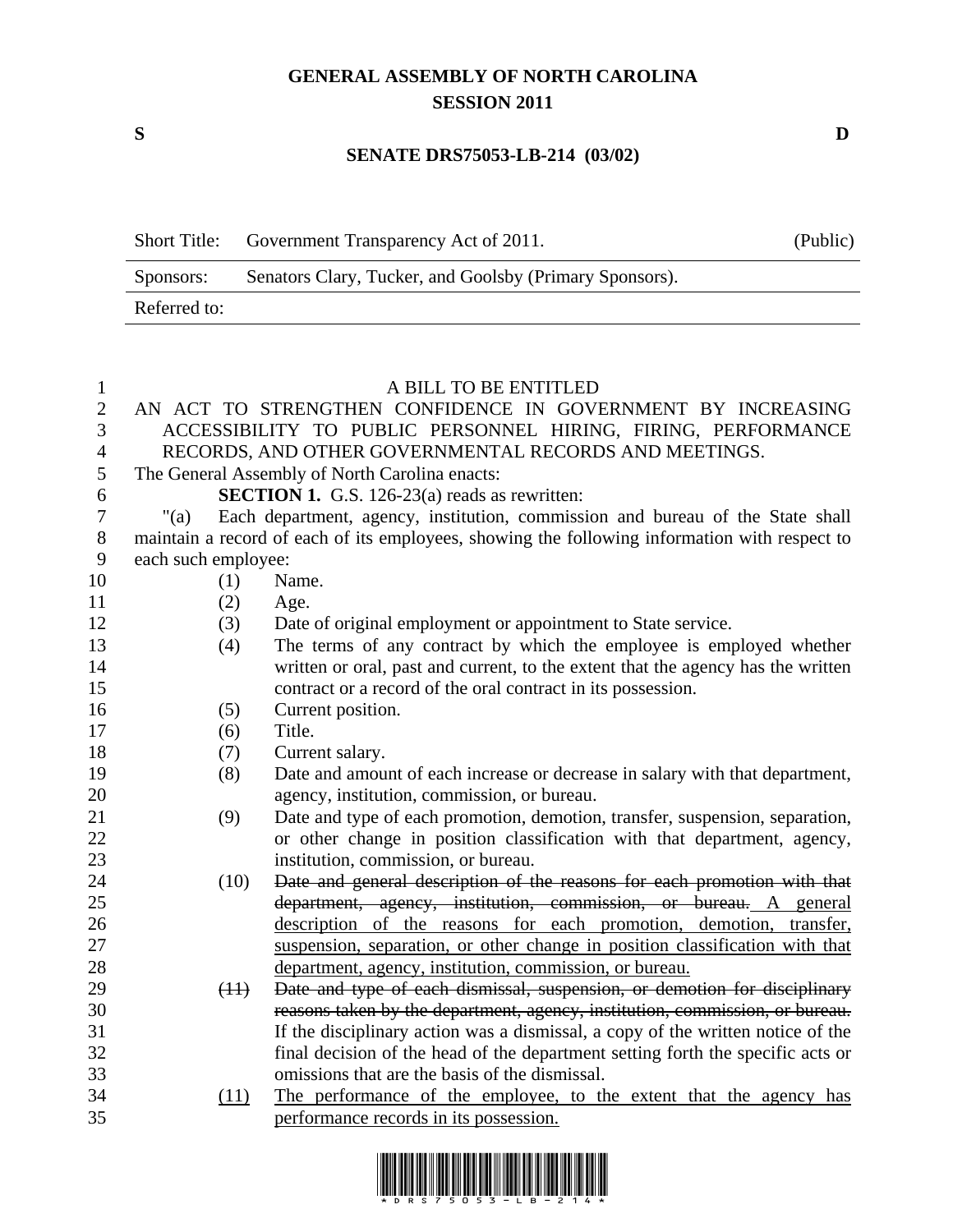# GENERAL ASSEMBLY OF NORTH CAROLINA
## SESSION 2011

**S** **D**

## SENATE DRS75053-LB-214 (03/02)

| Short Title: | Government Transparency Act of 2011. | (Public) |
|---|---|---|
| Sponsors: | Senators Clary, Tucker, and Goolsby (Primary Sponsors). | |
| Referred to: | | |

A BILL TO BE ENTITLED

AN ACT TO STRENGTHEN CONFIDENCE IN GOVERNMENT BY INCREASING ACCESSIBILITY TO PUBLIC PERSONNEL HIRING, FIRING, PERFORMANCE RECORDS, AND OTHER GOVERNMENTAL RECORDS AND MEETINGS.

The General Assembly of North Carolina enacts:

**SECTION 1.** G.S. 126-23(a) reads as rewritten:

"(a) Each department, agency, institution, commission and bureau of the State shall maintain a record of each of its employees, showing the following information with respect to each such employee:

(1) Name.

(2) Age.

(3) Date of original employment or appointment to State service.

(4) The terms of any contract by which the employee is employed whether written or oral, past and current, to the extent that the agency has the written contract or a record of the oral contract in its possession.

(5) Current position.

(6) Title.

(7) Current salary.

(8) Date and amount of each increase or decrease in salary with that department, agency, institution, commission, or bureau.

(9) Date and type of each promotion, demotion, transfer, suspension, separation, or other change in position classification with that department, agency, institution, commission, or bureau.

(10) ~~Date and general description of the reasons for each promotion with that department, agency, institution, commission, or bureau.~~ <u>A general description of the reasons for each promotion, demotion, transfer, suspension, separation, or other change in position classification with that department, agency, institution, commission, or bureau.</u>

~~(11)~~ ~~Date and type of each dismissal, suspension, or demotion for disciplinary reasons taken by the department, agency, institution, commission, or bureau.~~ If the disciplinary action was a dismissal, a copy of the written notice of the final decision of the head of the department setting forth the specific acts or omissions that are the basis of the dismissal.

<u>(11)</u> <u>The performance of the employee, to the extent that the agency has performance records in its possession.</u>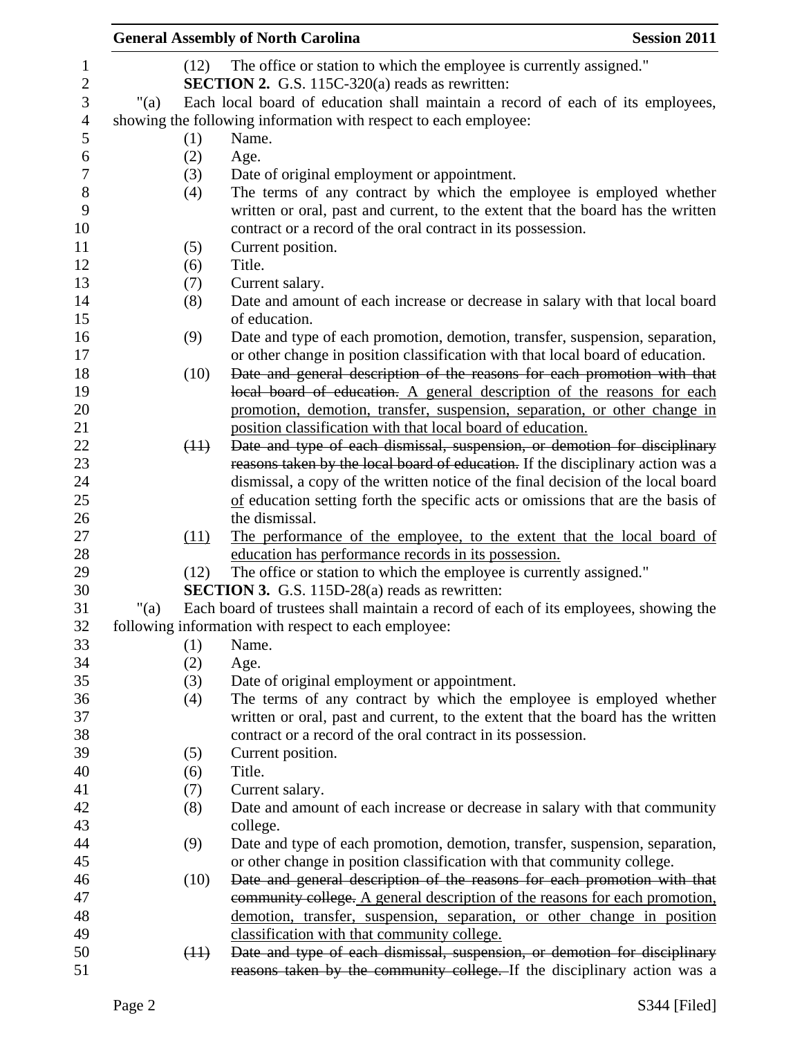(12) The office or station to which the employee is currently assigned."

**SECTION 2.** G.S. 115C-320(a) reads as rewritten:

"(a) Each local board of education shall maintain a record of each of its employees, showing the following information with respect to each employee:

(1) Name.

(2) Age.

(3) Date of original employment or appointment.

(4) The terms of any contract by which the employee is employed whether written or oral, past and current, to the extent that the board has the written contract or a record of the oral contract in its possession.

(5) Current position.

(6) Title.

(7) Current salary.

(8) Date and amount of each increase or decrease in salary with that local board of education.

(9) Date and type of each promotion, demotion, transfer, suspension, separation, or other change in position classification with that local board of education.

(10) ~~Date and general description of the reasons for each promotion with that local board of education.~~ A general description of the reasons for each promotion, demotion, transfer, suspension, separation, or other change in position classification with that local board of education.

~~(11)~~ ~~Date and type of each dismissal, suspension, or demotion for disciplinary reasons taken by the local board of education.~~ If the disciplinary action was a dismissal, a copy of the written notice of the final decision of the local board of education setting forth the specific acts or omissions that are the basis of the dismissal.

(11) The performance of the employee, to the extent that the local board of education has performance records in its possession.

(12) The office or station to which the employee is currently assigned."

**SECTION 3.** G.S. 115D-28(a) reads as rewritten:

"(a) Each board of trustees shall maintain a record of each of its employees, showing the following information with respect to each employee:

(1) Name.

(2) Age.

(3) Date of original employment or appointment.

(4) The terms of any contract by which the employee is employed whether written or oral, past and current, to the extent that the board has the written contract or a record of the oral contract in its possession.

(5) Current position.

(6) Title.

(7) Current salary.

(8) Date and amount of each increase or decrease in salary with that community college.

(9) Date and type of each promotion, demotion, transfer, suspension, separation, or other change in position classification with that community college.

(10) ~~Date and general description of the reasons for each promotion with that community college.~~ A general description of the reasons for each promotion, demotion, transfer, suspension, separation, or other change in position classification with that community college.

~~(11)~~ ~~Date and type of each dismissal, suspension, or demotion for disciplinary reasons taken by the community college.~~ If the disciplinary action was a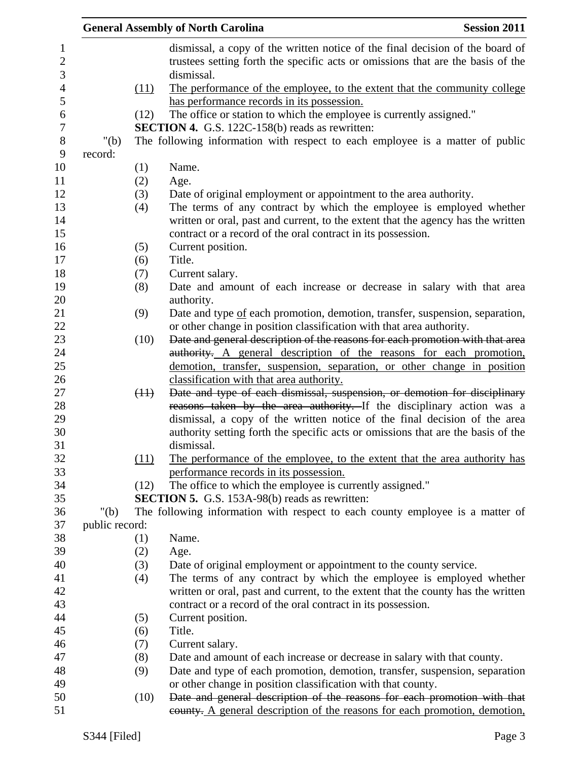dismissal, a copy of the written notice of the final decision of the board of trustees setting forth the specific acts or omissions that are the basis of the dismissal.

(11) <u>The performance of the employee, to the extent that the community college has performance records in its possession.</u>

(12) The office or station to which the employee is currently assigned."

**SECTION 4.** G.S. 122C-158(b) reads as rewritten:

"(b) The following information with respect to each employee is a matter of public record:

(1) Name.

(2) Age.

(3) Date of original employment or appointment to the area authority.

(4) The terms of any contract by which the employee is employed whether written or oral, past and current, to the extent that the agency has the written contract or a record of the oral contract in its possession.

(5) Current position.

(6) Title.

(7) Current salary.

(8) Date and amount of each increase or decrease in salary with that area authority.

(9) Date and type <u>of</u> each promotion, demotion, transfer, suspension, separation, or other change in position classification with that area authority.

(10) ~~Date and general description of the reasons for each promotion with that area authority.~~ <u>A general description of the reasons for each promotion, demotion, transfer, suspension, separation, or other change in position classification with that area authority.</u>

~~(11)~~ ~~Date and type of each dismissal, suspension, or demotion for disciplinary reasons taken by the area authority.~~ If the disciplinary action was a dismissal, a copy of the written notice of the final decision of the area authority setting forth the specific acts or omissions that are the basis of the dismissal.

<u>(11)</u> <u>The performance of the employee, to the extent that the area authority has performance records in its possession.</u>

(12) The office to which the employee is currently assigned."

**SECTION 5.** G.S. 153A-98(b) reads as rewritten:

"(b) The following information with respect to each county employee is a matter of public record:

(1) Name.

(2) Age.

(3) Date of original employment or appointment to the county service.

(4) The terms of any contract by which the employee is employed whether written or oral, past and current, to the extent that the county has the written contract or a record of the oral contract in its possession.

(5) Current position.

(6) Title.

(7) Current salary.

(8) Date and amount of each increase or decrease in salary with that county.

(9) Date and type of each promotion, demotion, transfer, suspension, separation or other change in position classification with that county.

(10) ~~Date and general description of the reasons for each promotion with that county.~~ <u>A general description of the reasons for each promotion, demotion,</u>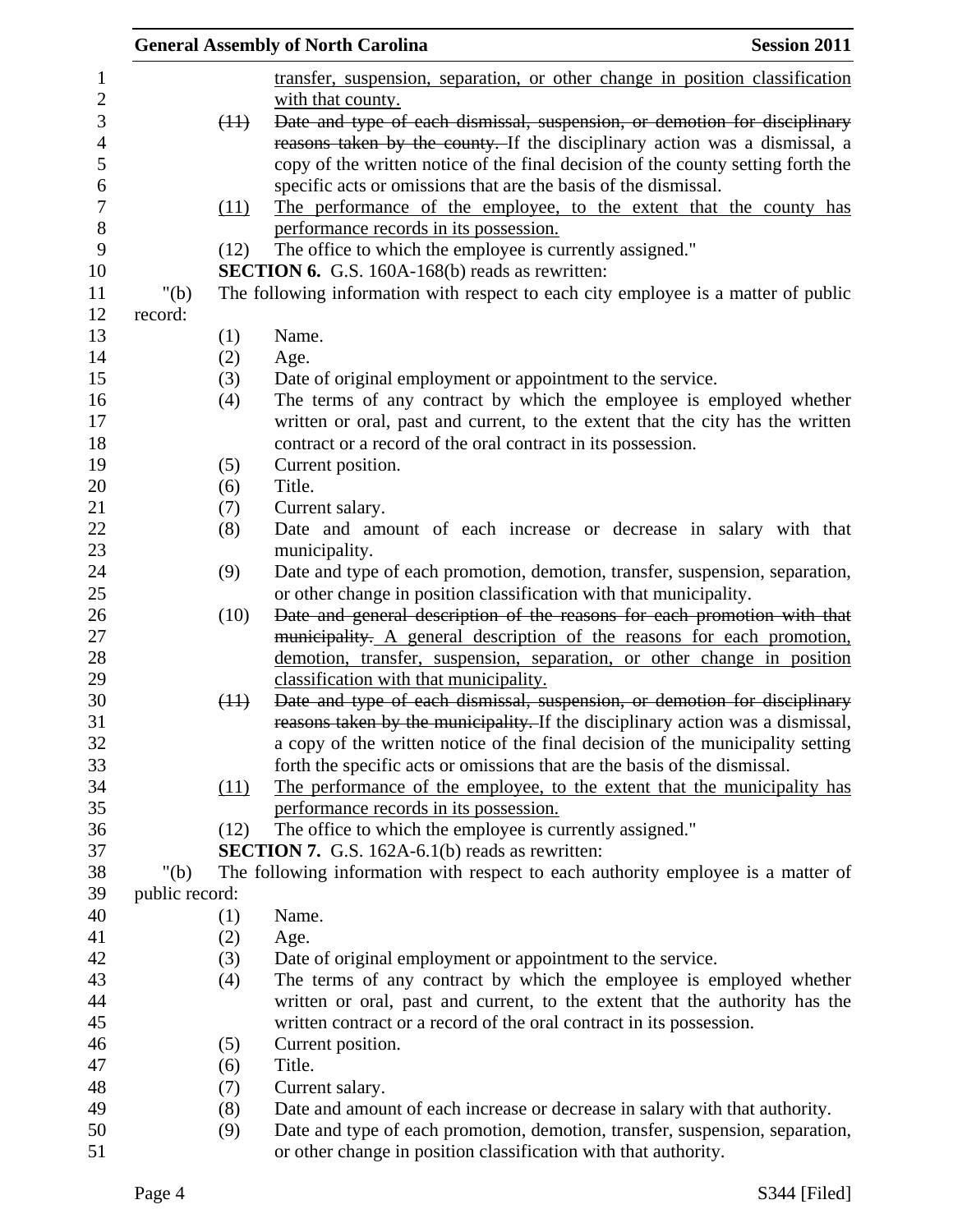transfer, suspension, separation, or other change in position classification with that county.

~~(11) Date and type of each dismissal, suspension, or demotion for disciplinary reasons taken by the county.~~ If the disciplinary action was a dismissal, a copy of the written notice of the final decision of the county setting forth the specific acts or omissions that are the basis of the dismissal.

<u>(11) The performance of the employee, to the extent that the county has performance records in its possession.</u>

(12) The office to which the employee is currently assigned."

**SECTION 6.** G.S. 160A-168(b) reads as rewritten:

"(b) The following information with respect to each city employee is a matter of public record:

(1) Name.

(2) Age.

(3) Date of original employment or appointment to the service.

(4) The terms of any contract by which the employee is employed whether written or oral, past and current, to the extent that the city has the written contract or a record of the oral contract in its possession.

(5) Current position.

(6) Title.

(7) Current salary.

(8) Date and amount of each increase or decrease in salary with that municipality.

(9) Date and type of each promotion, demotion, transfer, suspension, separation, or other change in position classification with that municipality.

(10) ~~Date and general description of the reasons for each promotion with that municipality.~~ <u>A general description of the reasons for each promotion, demotion, transfer, suspension, separation, or other change in position classification with that municipality.</u>

~~(11) Date and type of each dismissal, suspension, or demotion for disciplinary reasons taken by the municipality.~~ If the disciplinary action was a dismissal, a copy of the written notice of the final decision of the municipality setting forth the specific acts or omissions that are the basis of the dismissal.

<u>(11) The performance of the employee, to the extent that the municipality has performance records in its possession.</u>

(12) The office to which the employee is currently assigned."

**SECTION 7.** G.S. 162A-6.1(b) reads as rewritten:

"(b) The following information with respect to each authority employee is a matter of public record:

(1) Name.

(2) Age.

(3) Date of original employment or appointment to the service.

(4) The terms of any contract by which the employee is employed whether written or oral, past and current, to the extent that the authority has the written contract or a record of the oral contract in its possession.

(5) Current position.

(6) Title.

(7) Current salary.

(8) Date and amount of each increase or decrease in salary with that authority.

(9) Date and type of each promotion, demotion, transfer, suspension, separation, or other change in position classification with that authority.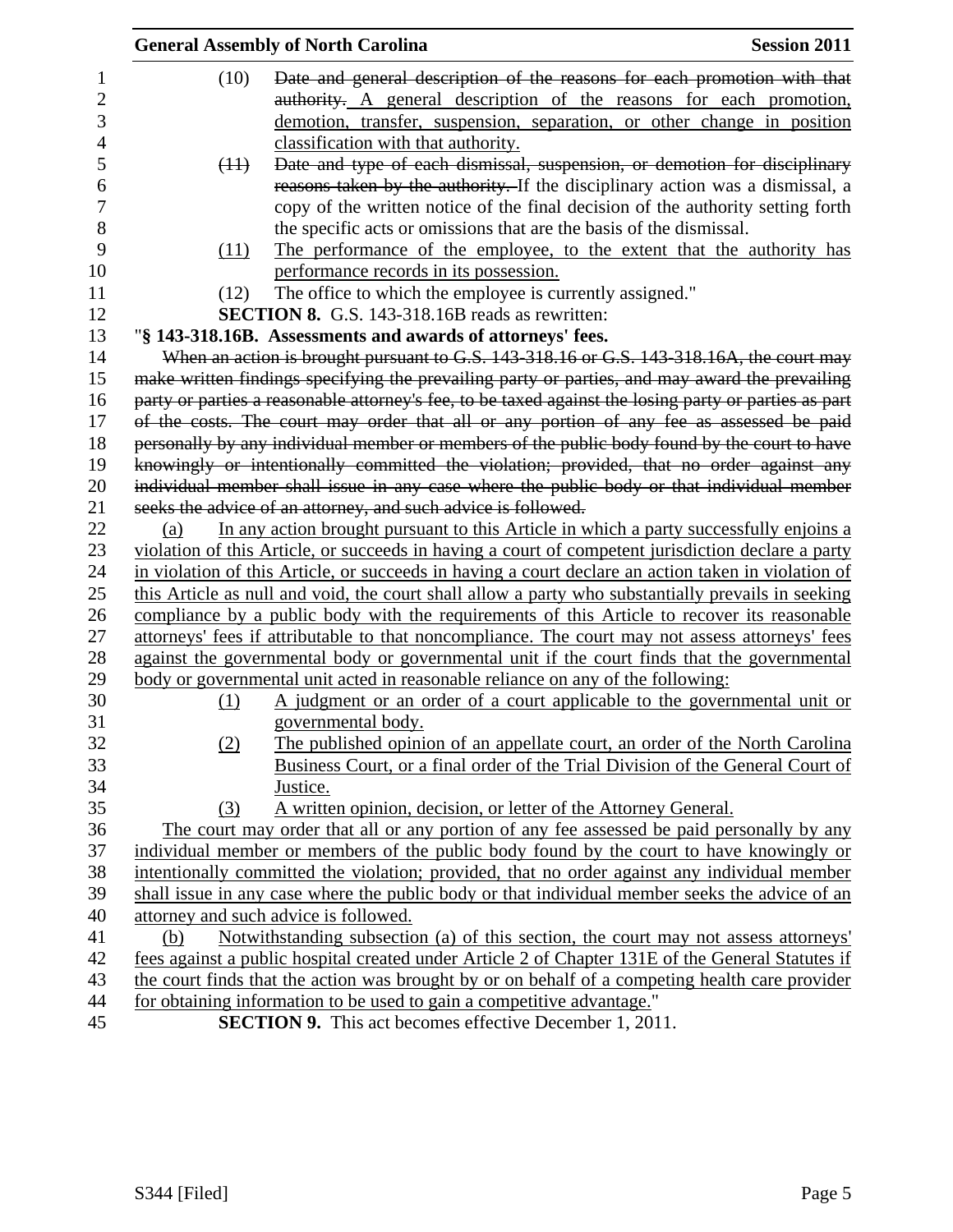(10) ~~Date and general description of the reasons for each promotion with that authority.~~ A general description of the reasons for each promotion, demotion, transfer, suspension, separation, or other change in position classification with that authority.

~~(11)~~ ~~Date and type of each dismissal, suspension, or demotion for disciplinary reasons taken by the authority.~~ If the disciplinary action was a dismissal, a copy of the written notice of the final decision of the authority setting forth the specific acts or omissions that are the basis of the dismissal.

(11) The performance of the employee, to the extent that the authority has performance records in its possession.

(12) The office to which the employee is currently assigned."

**SECTION 8.** G.S. 143-318.16B reads as rewritten:

"**§ 143-318.16B. Assessments and awards of attorneys' fees.**

~~When an action is brought pursuant to G.S. 143-318.16 or G.S. 143-318.16A, the court may make written findings specifying the prevailing party or parties, and may award the prevailing party or parties a reasonable attorney's fee, to be taxed against the losing party or parties as part of the costs. The court may order that all or any portion of any fee as assessed be paid personally by any individual member or members of the public body found by the court to have knowingly or intentionally committed the violation; provided, that no order against any individual member shall issue in any case where the public body or that individual member seeks the advice of an attorney, and such advice is followed.~~

(a) In any action brought pursuant to this Article in which a party successfully enjoins a violation of this Article, or succeeds in having a court of competent jurisdiction declare a party in violation of this Article, or succeeds in having a court declare an action taken in violation of this Article as null and void, the court shall allow a party who substantially prevails in seeking compliance by a public body with the requirements of this Article to recover its reasonable attorneys' fees if attributable to that noncompliance. The court may not assess attorneys' fees against the governmental body or governmental unit if the court finds that the governmental body or governmental unit acted in reasonable reliance on any of the following:

(1) A judgment or an order of a court applicable to the governmental unit or governmental body.

(2) The published opinion of an appellate court, an order of the North Carolina Business Court, or a final order of the Trial Division of the General Court of Justice.

(3) A written opinion, decision, or letter of the Attorney General.

The court may order that all or any portion of any fee assessed be paid personally by any individual member or members of the public body found by the court to have knowingly or intentionally committed the violation; provided, that no order against any individual member shall issue in any case where the public body or that individual member seeks the advice of an attorney and such advice is followed.

(b) Notwithstanding subsection (a) of this section, the court may not assess attorneys' fees against a public hospital created under Article 2 of Chapter 131E of the General Statutes if the court finds that the action was brought by or on behalf of a competing health care provider for obtaining information to be used to gain a competitive advantage."

**SECTION 9.** This act becomes effective December 1, 2011.